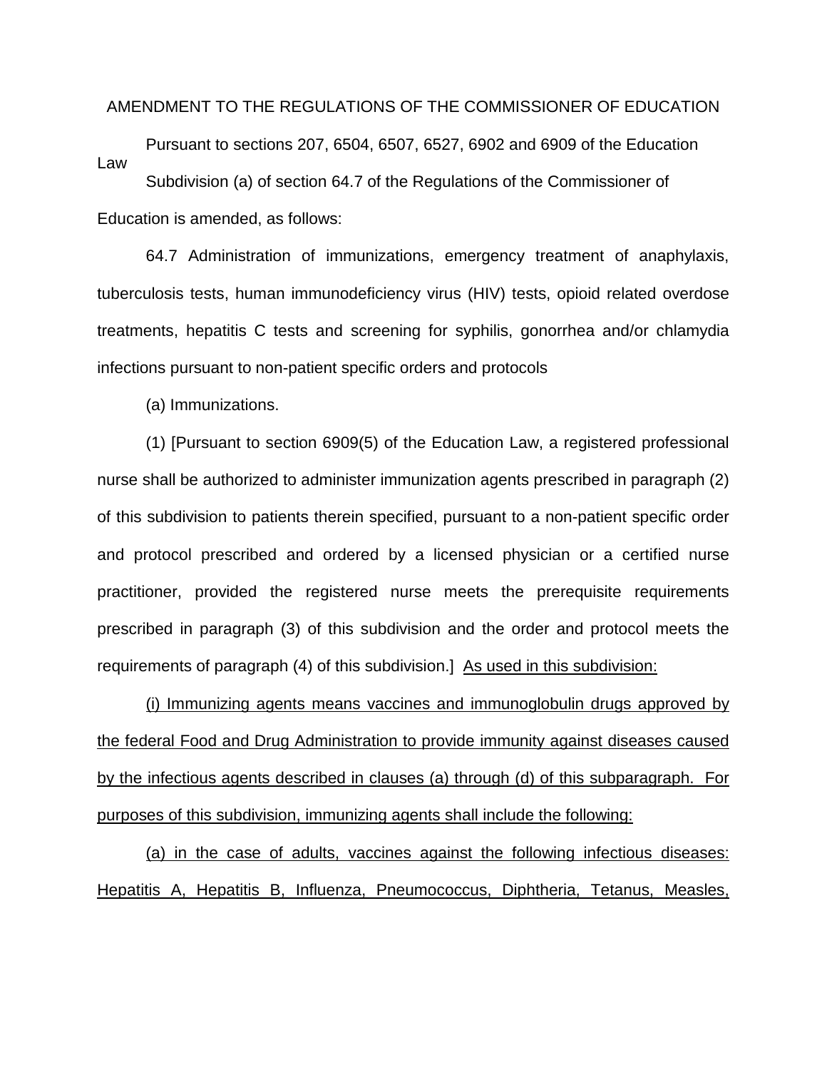AMENDMENT TO THE REGULATIONS OF THE COMMISSIONER OF EDUCATION

Pursuant to sections 207, 6504, 6507, 6527, 6902 and 6909 of the Education Law

Subdivision (a) of section 64.7 of the Regulations of the Commissioner of Education is amended, as follows:

64.7 Administration of immunizations, emergency treatment of anaphylaxis, tuberculosis tests, human immunodeficiency virus (HIV) tests, opioid related overdose treatments, hepatitis C tests and screening for syphilis, gonorrhea and/or chlamydia infections pursuant to non-patient specific orders and protocols

(a) Immunizations.

(1) [Pursuant to section 6909(5) of the Education Law, a registered professional nurse shall be authorized to administer immunization agents prescribed in paragraph (2) of this subdivision to patients therein specified, pursuant to a non-patient specific order and protocol prescribed and ordered by a licensed physician or a certified nurse practitioner, provided the registered nurse meets the prerequisite requirements prescribed in paragraph (3) of this subdivision and the order and protocol meets the requirements of paragraph (4) of this subdivision.] <u>As used in this subdivision:</u>

<u>(i) Immunizing agents means vaccines and immunoglobulin drugs approved by the federal Food and Drug Administration to provide immunity against diseases caused by the infectious agents described in clauses (a) through (d) of this subparagraph. For purposes of this subdivision, immunizing agents shall include the following:</u>

<u>(a) in the case of adults, vaccines against the following infectious diseases: Hepatitis A, Hepatitis B, Influenza, Pneumococcus, Diphtheria, Tetanus, Measles,</u>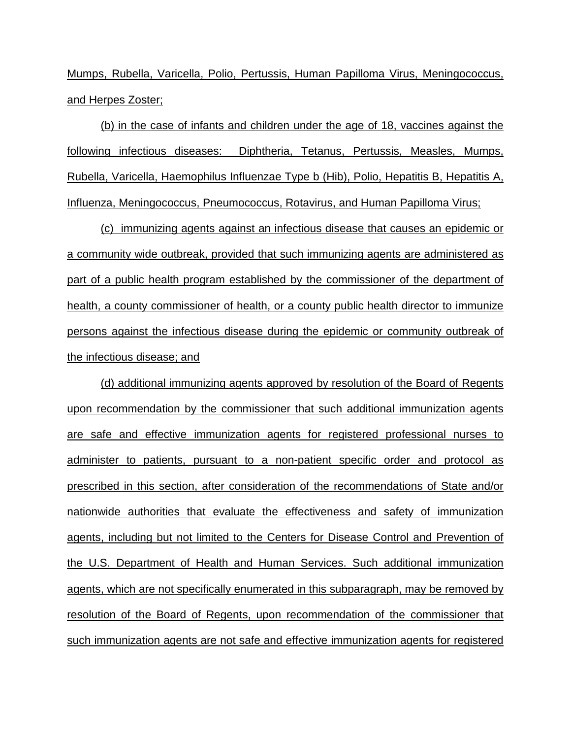Mumps, Rubella, Varicella, Polio, Pertussis, Human Papilloma Virus, Meningococcus, and Herpes Zoster;

(b) in the case of infants and children under the age of 18, vaccines against the following infectious diseases: Diphtheria, Tetanus, Pertussis, Measles, Mumps, Rubella, Varicella, Haemophilus Influenzae Type b (Hib), Polio, Hepatitis B, Hepatitis A, Influenza, Meningococcus, Pneumococcus, Rotavirus, and Human Papilloma Virus;

(c) immunizing agents against an infectious disease that causes an epidemic or a community wide outbreak, provided that such immunizing agents are administered as part of a public health program established by the commissioner of the department of health, a county commissioner of health, or a county public health director to immunize persons against the infectious disease during the epidemic or community outbreak of the infectious disease; and

(d) additional immunizing agents approved by resolution of the Board of Regents upon recommendation by the commissioner that such additional immunization agents are safe and effective immunization agents for registered professional nurses to administer to patients, pursuant to a non-patient specific order and protocol as prescribed in this section, after consideration of the recommendations of State and/or nationwide authorities that evaluate the effectiveness and safety of immunization agents, including but not limited to the Centers for Disease Control and Prevention of the U.S. Department of Health and Human Services. Such additional immunization agents, which are not specifically enumerated in this subparagraph, may be removed by resolution of the Board of Regents, upon recommendation of the commissioner that such immunization agents are not safe and effective immunization agents for registered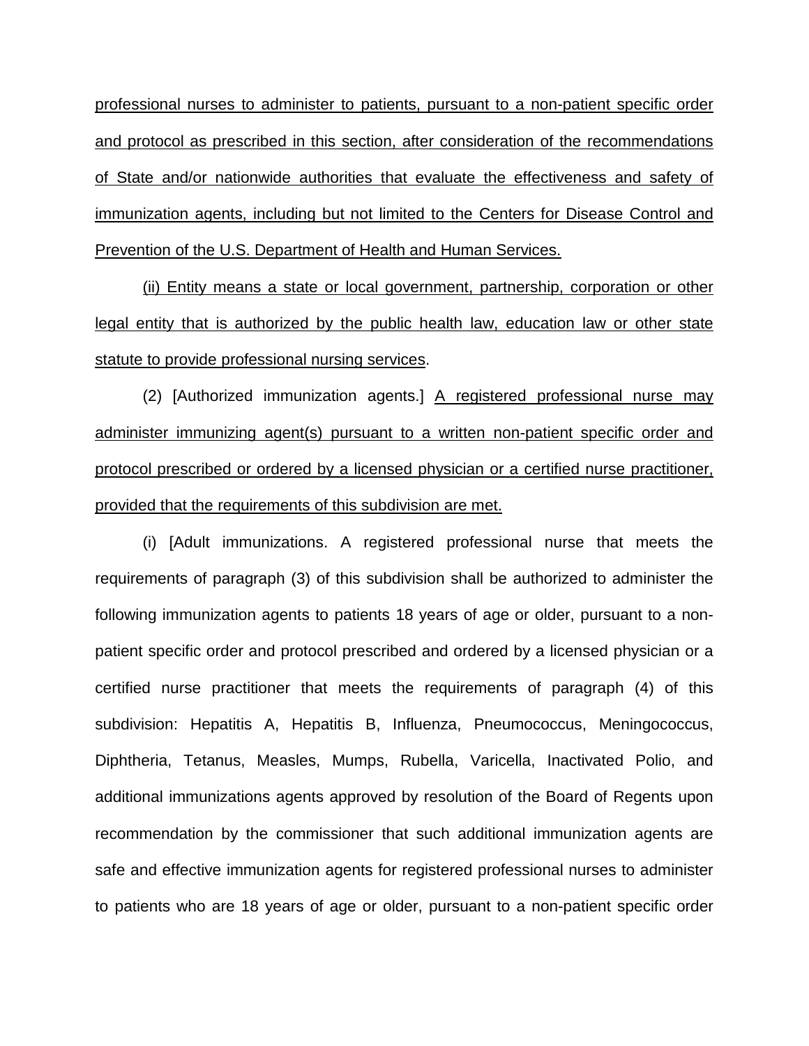professional nurses to administer to patients, pursuant to a non-patient specific order and protocol as prescribed in this section, after consideration of the recommendations of State and/or nationwide authorities that evaluate the effectiveness and safety of immunization agents, including but not limited to the Centers for Disease Control and Prevention of the U.S. Department of Health and Human Services.

(ii) Entity means a state or local government, partnership, corporation or other legal entity that is authorized by the public health law, education law or other state statute to provide professional nursing services.

(2) [Authorized immunization agents.] A registered professional nurse may administer immunizing agent(s) pursuant to a written non-patient specific order and protocol prescribed or ordered by a licensed physician or a certified nurse practitioner, provided that the requirements of this subdivision are met.

(i) [Adult immunizations. A registered professional nurse that meets the requirements of paragraph (3) of this subdivision shall be authorized to administer the following immunization agents to patients 18 years of age or older, pursuant to a non-patient specific order and protocol prescribed and ordered by a licensed physician or a certified nurse practitioner that meets the requirements of paragraph (4) of this subdivision: Hepatitis A, Hepatitis B, Influenza, Pneumococcus, Meningococcus, Diphtheria, Tetanus, Measles, Mumps, Rubella, Varicella, Inactivated Polio, and additional immunizations agents approved by resolution of the Board of Regents upon recommendation by the commissioner that such additional immunization agents are safe and effective immunization agents for registered professional nurses to administer to patients who are 18 years of age or older, pursuant to a non-patient specific order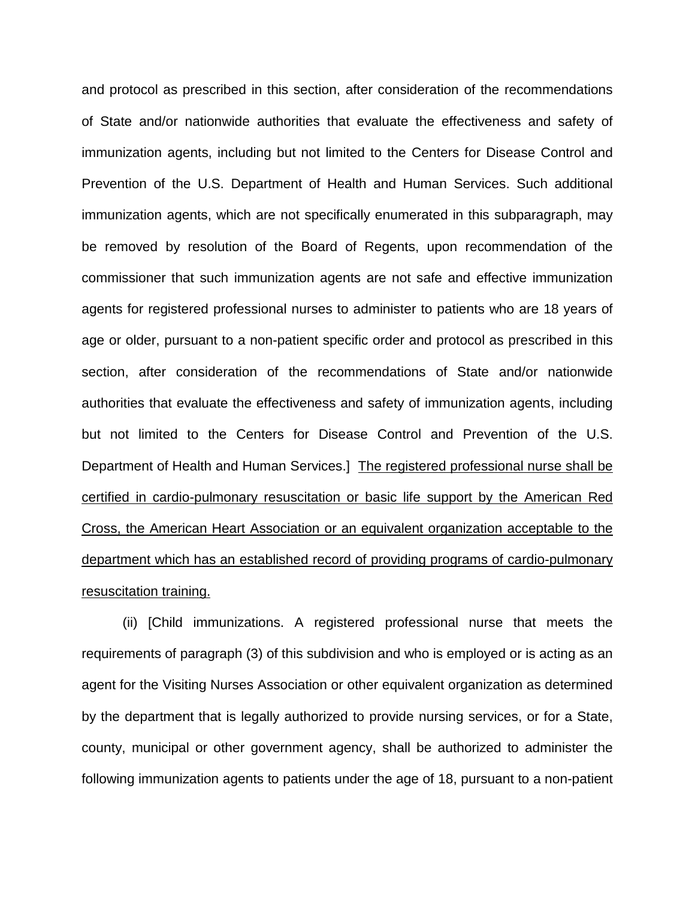and protocol as prescribed in this section, after consideration of the recommendations of State and/or nationwide authorities that evaluate the effectiveness and safety of immunization agents, including but not limited to the Centers for Disease Control and Prevention of the U.S. Department of Health and Human Services. Such additional immunization agents, which are not specifically enumerated in this subparagraph, may be removed by resolution of the Board of Regents, upon recommendation of the commissioner that such immunization agents are not safe and effective immunization agents for registered professional nurses to administer to patients who are 18 years of age or older, pursuant to a non-patient specific order and protocol as prescribed in this section, after consideration of the recommendations of State and/or nationwide authorities that evaluate the effectiveness and safety of immunization agents, including but not limited to the Centers for Disease Control and Prevention of the U.S. Department of Health and Human Services.] <u>The registered professional nurse shall be certified in cardio-pulmonary resuscitation or basic life support by the American Red Cross, the American Heart Association or an equivalent organization acceptable to the department which has an established record of providing programs of cardio-pulmonary resuscitation training.</u>

(ii) [Child immunizations. A registered professional nurse that meets the requirements of paragraph (3) of this subdivision and who is employed or is acting as an agent for the Visiting Nurses Association or other equivalent organization as determined by the department that is legally authorized to provide nursing services, or for a State, county, municipal or other government agency, shall be authorized to administer the following immunization agents to patients under the age of 18, pursuant to a non-patient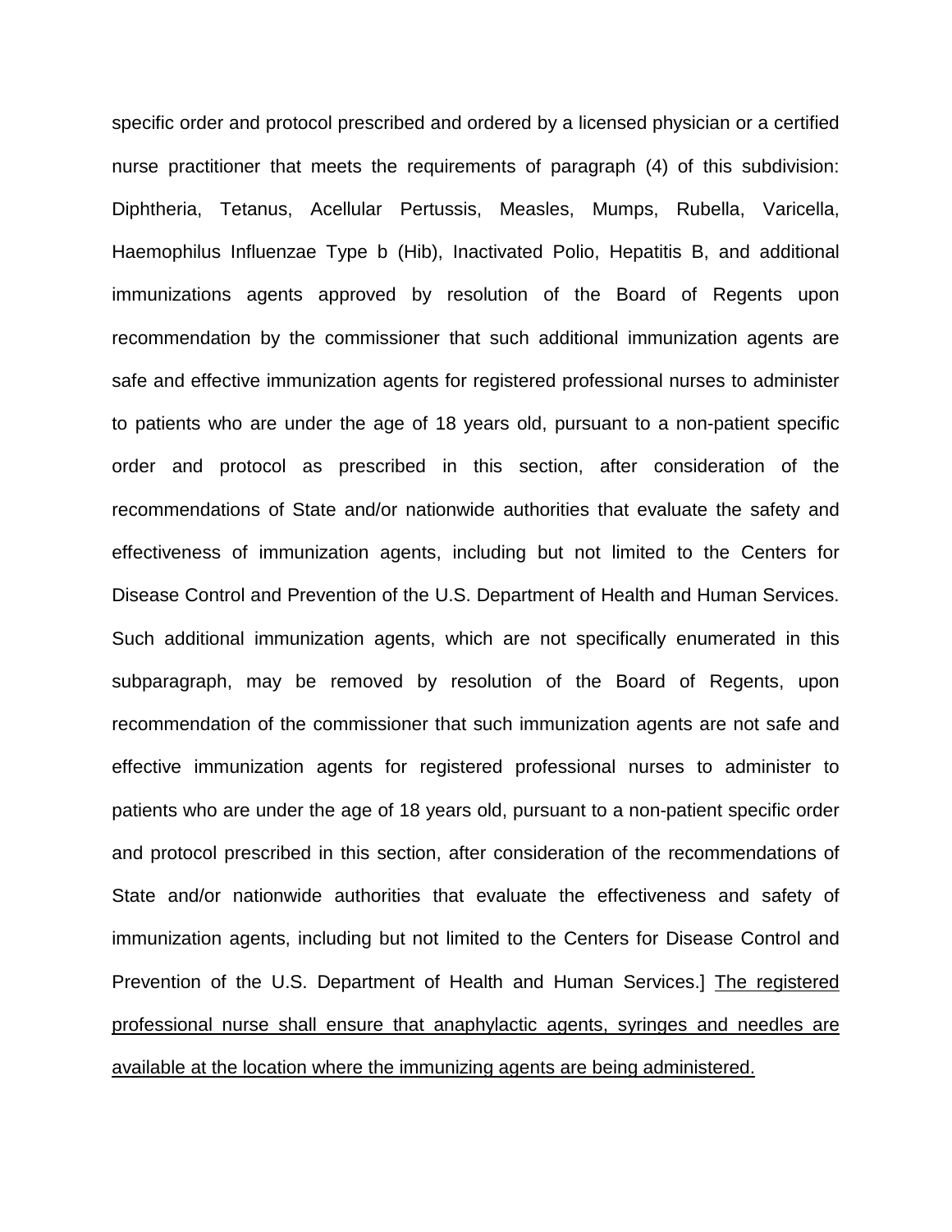specific order and protocol prescribed and ordered by a licensed physician or a certified nurse practitioner that meets the requirements of paragraph (4) of this subdivision: Diphtheria, Tetanus, Acellular Pertussis, Measles, Mumps, Rubella, Varicella, Haemophilus Influenzae Type b (Hib), Inactivated Polio, Hepatitis B, and additional immunizations agents approved by resolution of the Board of Regents upon recommendation by the commissioner that such additional immunization agents are safe and effective immunization agents for registered professional nurses to administer to patients who are under the age of 18 years old, pursuant to a non-patient specific order and protocol as prescribed in this section, after consideration of the recommendations of State and/or nationwide authorities that evaluate the safety and effectiveness of immunization agents, including but not limited to the Centers for Disease Control and Prevention of the U.S. Department of Health and Human Services. Such additional immunization agents, which are not specifically enumerated in this subparagraph, may be removed by resolution of the Board of Regents, upon recommendation of the commissioner that such immunization agents are not safe and effective immunization agents for registered professional nurses to administer to patients who are under the age of 18 years old, pursuant to a non-patient specific order and protocol prescribed in this section, after consideration of the recommendations of State and/or nationwide authorities that evaluate the effectiveness and safety of immunization agents, including but not limited to the Centers for Disease Control and Prevention of the U.S. Department of Health and Human Services.] <u>The registered professional nurse shall ensure that anaphylactic agents, syringes and needles are available at the location where the immunizing agents are being administered.</u>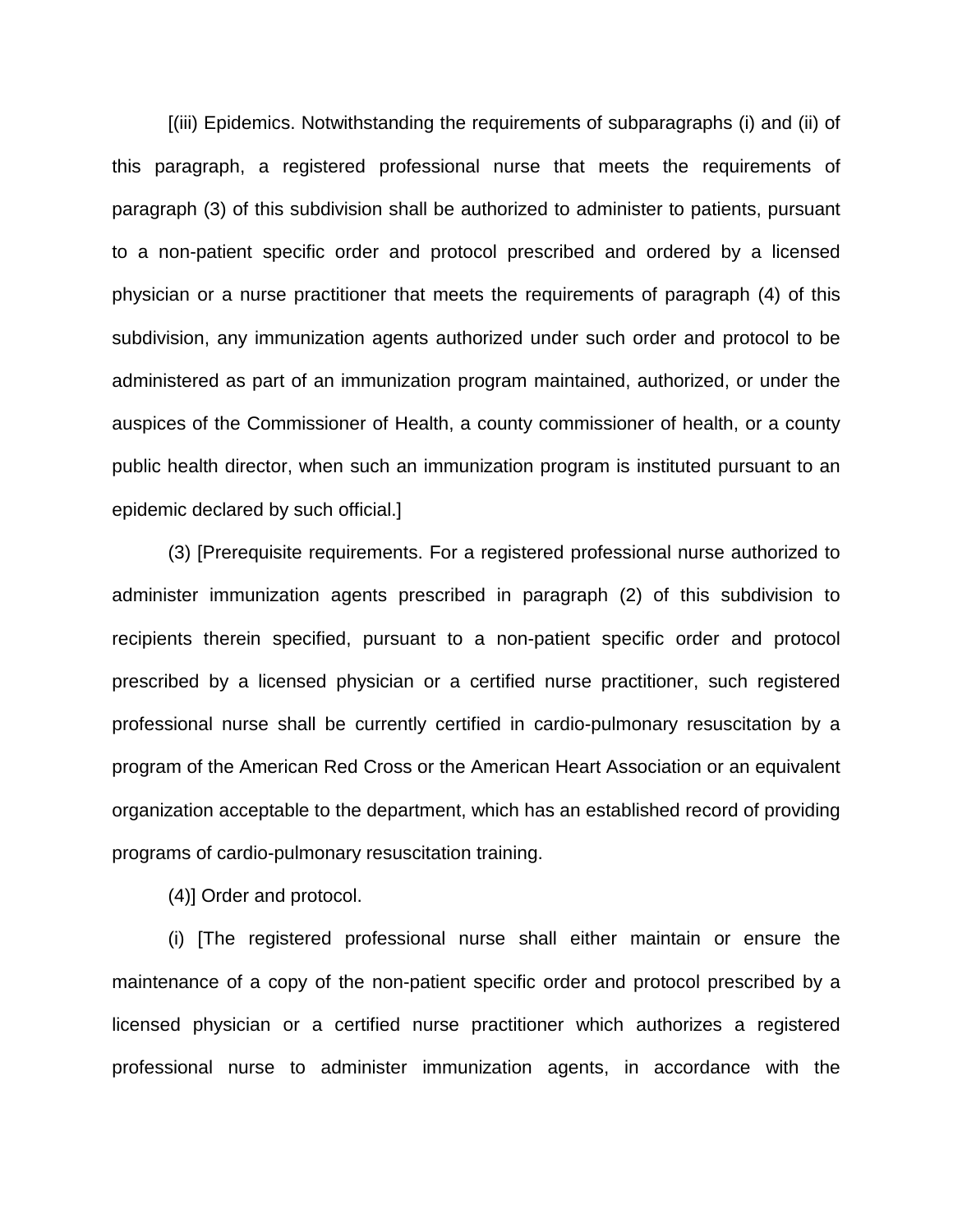[(iii) Epidemics. Notwithstanding the requirements of subparagraphs (i) and (ii) of this paragraph, a registered professional nurse that meets the requirements of paragraph (3) of this subdivision shall be authorized to administer to patients, pursuant to a non-patient specific order and protocol prescribed and ordered by a licensed physician or a nurse practitioner that meets the requirements of paragraph (4) of this subdivision, any immunization agents authorized under such order and protocol to be administered as part of an immunization program maintained, authorized, or under the auspices of the Commissioner of Health, a county commissioner of health, or a county public health director, when such an immunization program is instituted pursuant to an epidemic declared by such official.]

(3) [Prerequisite requirements. For a registered professional nurse authorized to administer immunization agents prescribed in paragraph (2) of this subdivision to recipients therein specified, pursuant to a non-patient specific order and protocol prescribed by a licensed physician or a certified nurse practitioner, such registered professional nurse shall be currently certified in cardio-pulmonary resuscitation by a program of the American Red Cross or the American Heart Association or an equivalent organization acceptable to the department, which has an established record of providing programs of cardio-pulmonary resuscitation training.

(4)] Order and protocol.

(i) [The registered professional nurse shall either maintain or ensure the maintenance of a copy of the non-patient specific order and protocol prescribed by a licensed physician or a certified nurse practitioner which authorizes a registered professional nurse to administer immunization agents, in accordance with the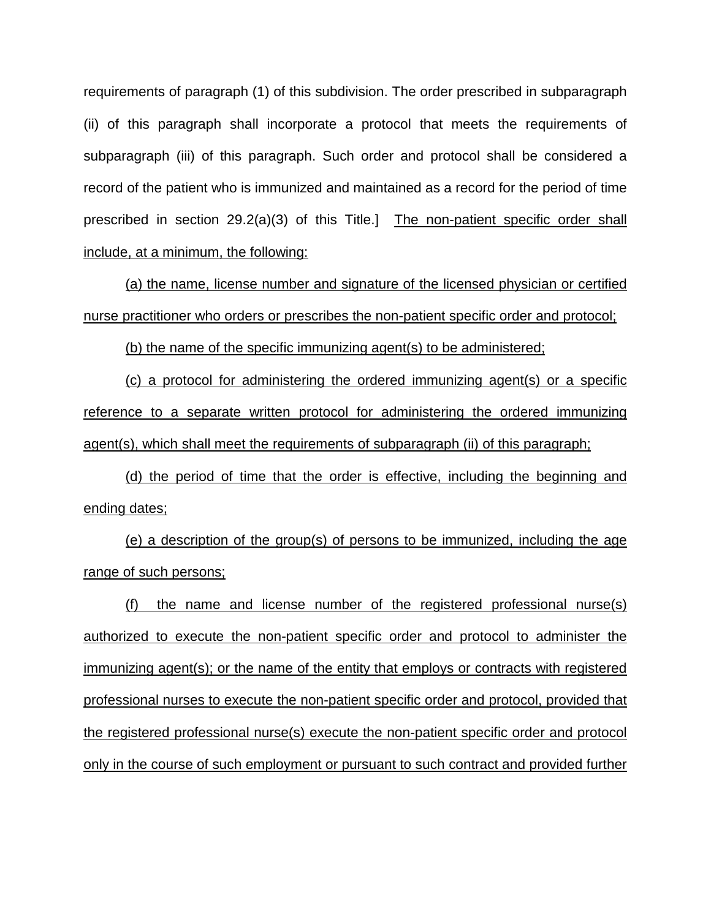requirements of paragraph (1) of this subdivision. The order prescribed in subparagraph (ii) of this paragraph shall incorporate a protocol that meets the requirements of subparagraph (iii) of this paragraph. Such order and protocol shall be considered a record of the patient who is immunized and maintained as a record for the period of time prescribed in section 29.2(a)(3) of this Title.] <u>The non-patient specific order shall include, at a minimum, the following:</u>

<u>(a) the name, license number and signature of the licensed physician or certified nurse practitioner who orders or prescribes the non-patient specific order and protocol;</u>

<u>(b) the name of the specific immunizing agent(s) to be administered;</u>

<u>(c) a protocol for administering the ordered immunizing agent(s) or a specific reference to a separate written protocol for administering the ordered immunizing agent(s), which shall meet the requirements of subparagraph (ii) of this paragraph;</u>

<u>(d) the period of time that the order is effective, including the beginning and ending dates;</u>

<u>(e) a description of the group(s) of persons to be immunized, including the age range of such persons;</u>

<u>(f) the name and license number of the registered professional nurse(s) authorized to execute the non-patient specific order and protocol to administer the immunizing agent(s); or the name of the entity that employs or contracts with registered professional nurses to execute the non-patient specific order and protocol, provided that the registered professional nurse(s) execute the non-patient specific order and protocol only in the course of such employment or pursuant to such contract and provided further</u>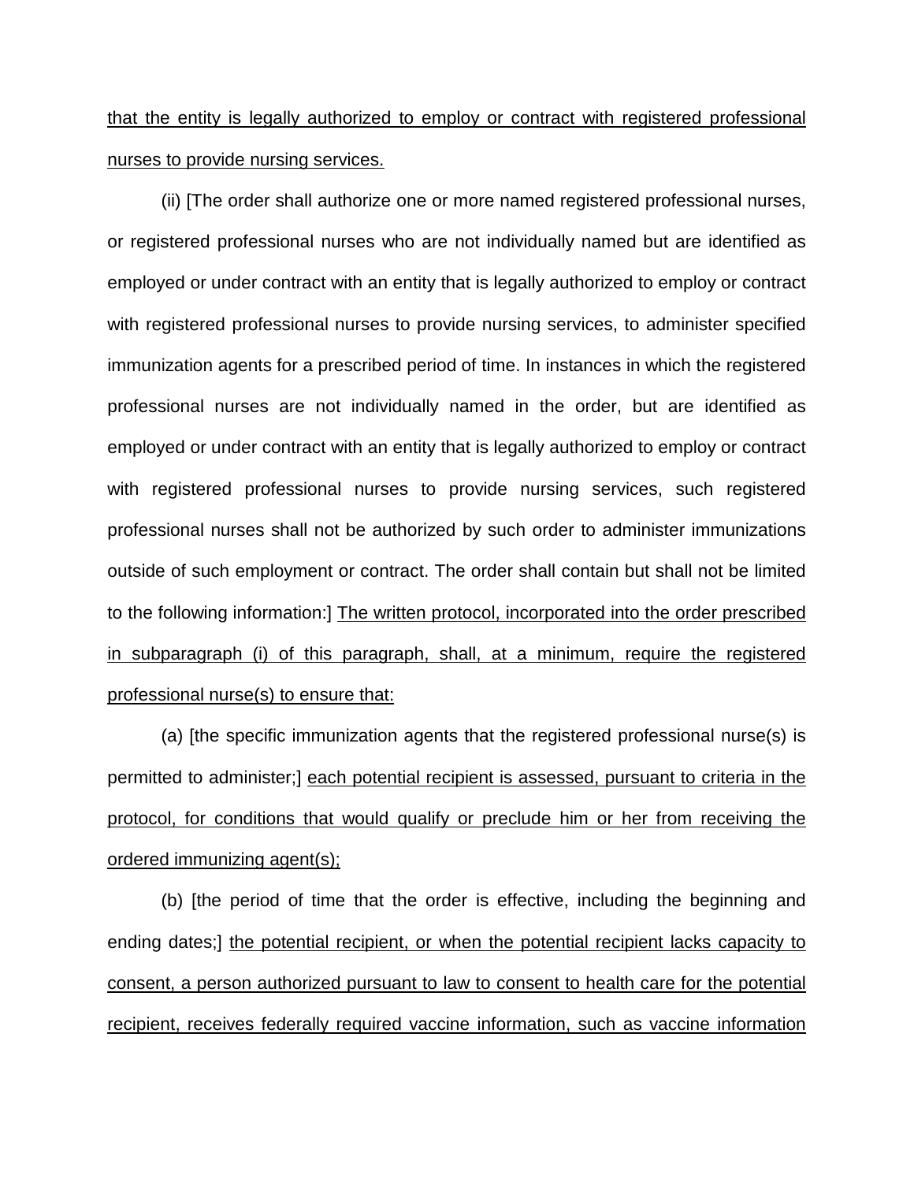that the entity is legally authorized to employ or contract with registered professional nurses to provide nursing services.

(ii) [The order shall authorize one or more named registered professional nurses, or registered professional nurses who are not individually named but are identified as employed or under contract with an entity that is legally authorized to employ or contract with registered professional nurses to provide nursing services, to administer specified immunization agents for a prescribed period of time. In instances in which the registered professional nurses are not individually named in the order, but are identified as employed or under contract with an entity that is legally authorized to employ or contract with registered professional nurses to provide nursing services, such registered professional nurses shall not be authorized by such order to administer immunizations outside of such employment or contract. The order shall contain but shall not be limited to the following information:] The written protocol, incorporated into the order prescribed in subparagraph (i) of this paragraph, shall, at a minimum, require the registered professional nurse(s) to ensure that:

(a) [the specific immunization agents that the registered professional nurse(s) is permitted to administer;] each potential recipient is assessed, pursuant to criteria in the protocol, for conditions that would qualify or preclude him or her from receiving the ordered immunizing agent(s);

(b) [the period of time that the order is effective, including the beginning and ending dates;] the potential recipient, or when the potential recipient lacks capacity to consent, a person authorized pursuant to law to consent to health care for the potential recipient, receives federally required vaccine information, such as vaccine information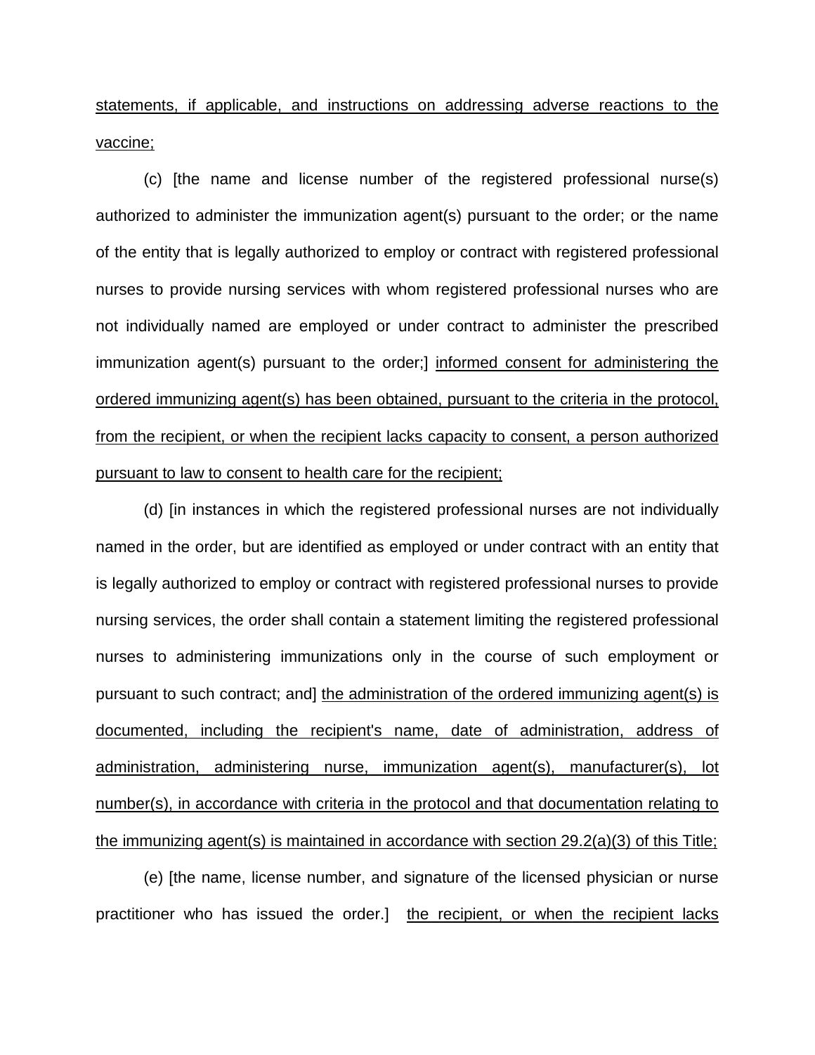statements, if applicable, and instructions on addressing adverse reactions to the vaccine;

(c) [the name and license number of the registered professional nurse(s) authorized to administer the immunization agent(s) pursuant to the order; or the name of the entity that is legally authorized to employ or contract with registered professional nurses to provide nursing services with whom registered professional nurses who are not individually named are employed or under contract to administer the prescribed immunization agent(s) pursuant to the order;] informed consent for administering the ordered immunizing agent(s) has been obtained, pursuant to the criteria in the protocol, from the recipient, or when the recipient lacks capacity to consent, a person authorized pursuant to law to consent to health care for the recipient;

(d) [in instances in which the registered professional nurses are not individually named in the order, but are identified as employed or under contract with an entity that is legally authorized to employ or contract with registered professional nurses to provide nursing services, the order shall contain a statement limiting the registered professional nurses to administering immunizations only in the course of such employment or pursuant to such contract; and] the administration of the ordered immunizing agent(s) is documented, including the recipient's name, date of administration, address of administration, administering nurse, immunization agent(s), manufacturer(s), lot number(s), in accordance with criteria in the protocol and that documentation relating to the immunizing agent(s) is maintained in accordance with section 29.2(a)(3) of this Title;

(e) [the name, license number, and signature of the licensed physician or nurse practitioner who has issued the order.] the recipient, or when the recipient lacks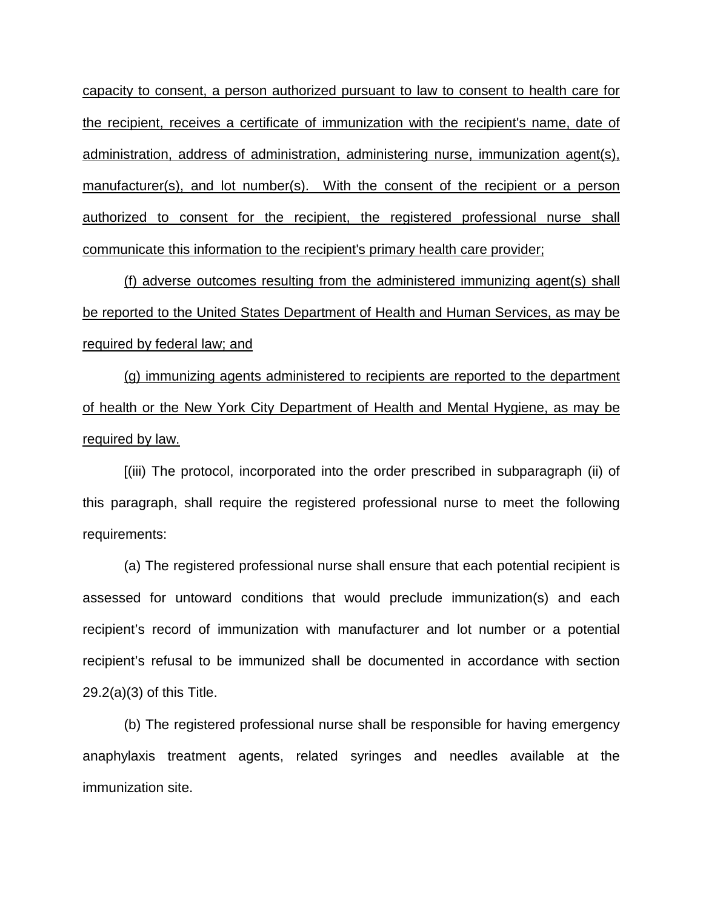capacity to consent, a person authorized pursuant to law to consent to health care for the recipient, receives a certificate of immunization with the recipient's name, date of administration, address of administration, administering nurse, immunization agent(s), manufacturer(s), and lot number(s). With the consent of the recipient or a person authorized to consent for the recipient, the registered professional nurse shall communicate this information to the recipient's primary health care provider;

(f) adverse outcomes resulting from the administered immunizing agent(s) shall be reported to the United States Department of Health and Human Services, as may be required by federal law; and

(g) immunizing agents administered to recipients are reported to the department of health or the New York City Department of Health and Mental Hygiene, as may be required by law.

[(iii) The protocol, incorporated into the order prescribed in subparagraph (ii) of this paragraph, shall require the registered professional nurse to meet the following requirements:

(a) The registered professional nurse shall ensure that each potential recipient is assessed for untoward conditions that would preclude immunization(s) and each recipient's record of immunization with manufacturer and lot number or a potential recipient's refusal to be immunized shall be documented in accordance with section 29.2(a)(3) of this Title.

(b) The registered professional nurse shall be responsible for having emergency anaphylaxis treatment agents, related syringes and needles available at the immunization site.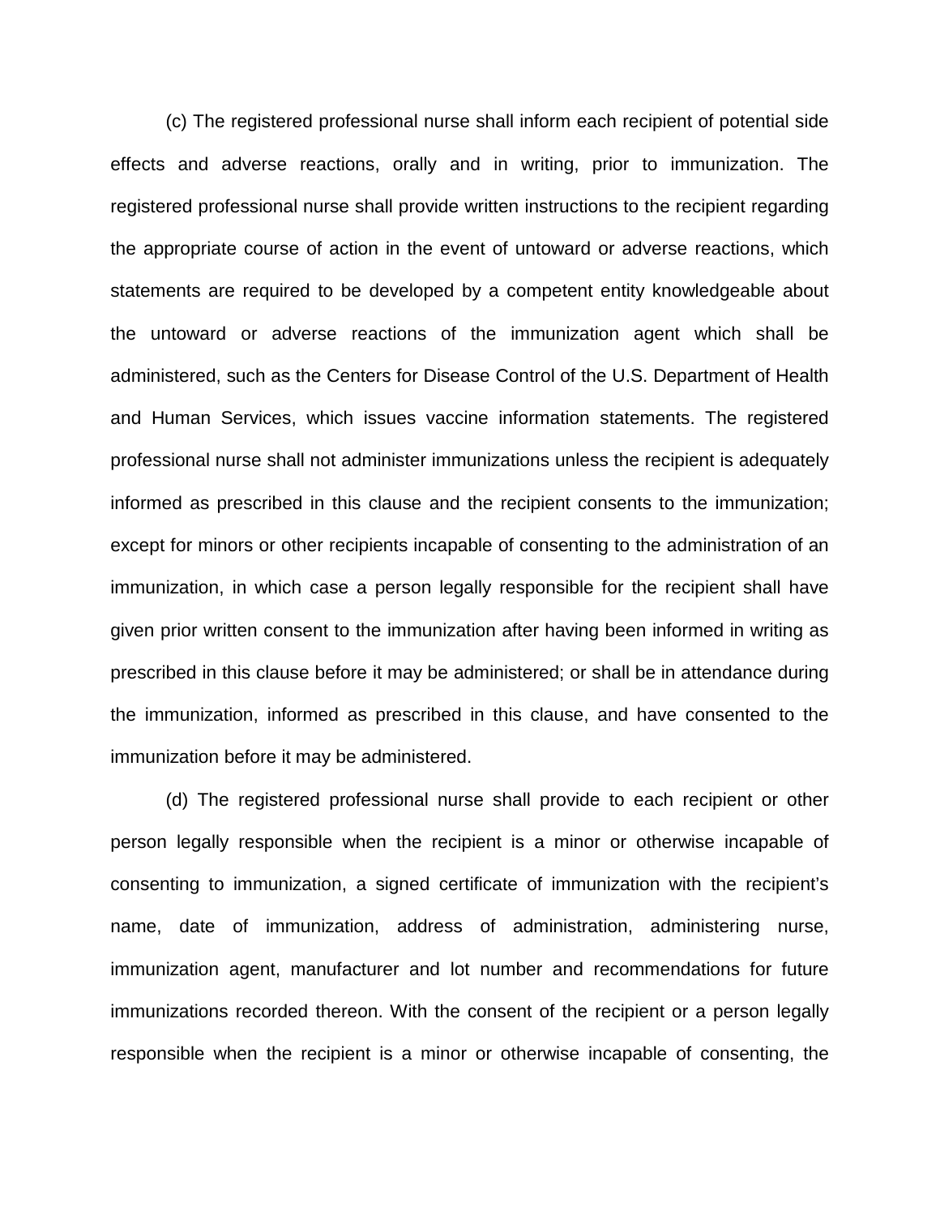(c) The registered professional nurse shall inform each recipient of potential side effects and adverse reactions, orally and in writing, prior to immunization. The registered professional nurse shall provide written instructions to the recipient regarding the appropriate course of action in the event of untoward or adverse reactions, which statements are required to be developed by a competent entity knowledgeable about the untoward or adverse reactions of the immunization agent which shall be administered, such as the Centers for Disease Control of the U.S. Department of Health and Human Services, which issues vaccine information statements. The registered professional nurse shall not administer immunizations unless the recipient is adequately informed as prescribed in this clause and the recipient consents to the immunization; except for minors or other recipients incapable of consenting to the administration of an immunization, in which case a person legally responsible for the recipient shall have given prior written consent to the immunization after having been informed in writing as prescribed in this clause before it may be administered; or shall be in attendance during the immunization, informed as prescribed in this clause, and have consented to the immunization before it may be administered.

(d) The registered professional nurse shall provide to each recipient or other person legally responsible when the recipient is a minor or otherwise incapable of consenting to immunization, a signed certificate of immunization with the recipient's name, date of immunization, address of administration, administering nurse, immunization agent, manufacturer and lot number and recommendations for future immunizations recorded thereon. With the consent of the recipient or a person legally responsible when the recipient is a minor or otherwise incapable of consenting, the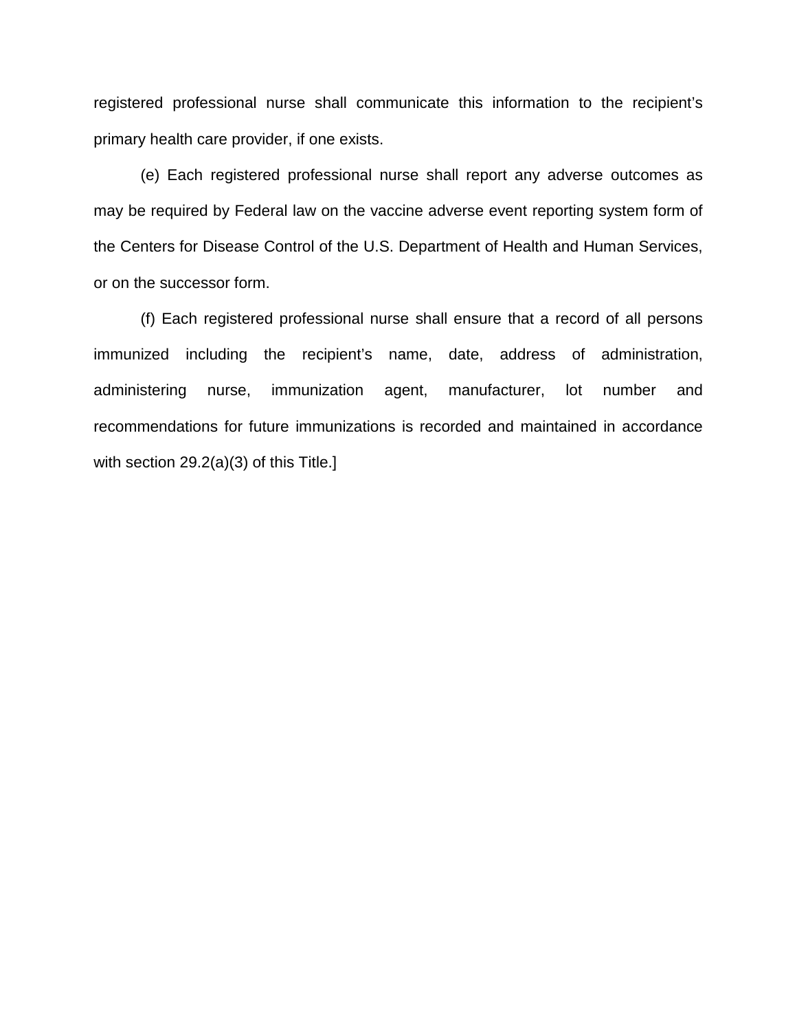registered professional nurse shall communicate this information to the recipient's primary health care provider, if one exists.

(e) Each registered professional nurse shall report any adverse outcomes as may be required by Federal law on the vaccine adverse event reporting system form of the Centers for Disease Control of the U.S. Department of Health and Human Services, or on the successor form.

(f) Each registered professional nurse shall ensure that a record of all persons immunized including the recipient's name, date, address of administration, administering nurse, immunization agent, manufacturer, lot number and recommendations for future immunizations is recorded and maintained in accordance with section 29.2(a)(3) of this Title.]